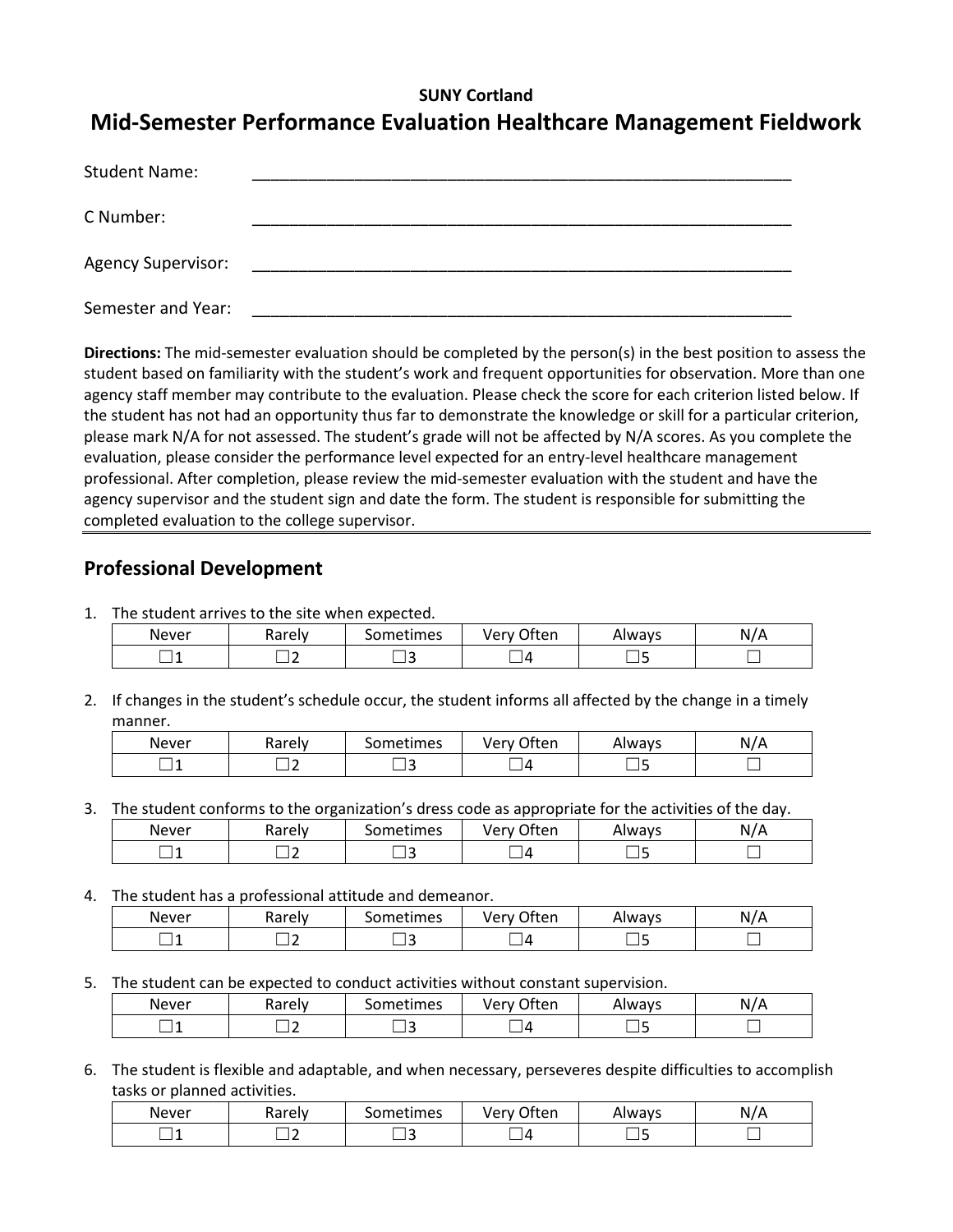**SUNY Cortland**

# Mid-Semester Performance Evaluation Healthcare Management Fieldwork

Student Name: ____________________________________________________________

C Number: ____________________________________________________________

Agency Supervisor: ____________________________________________________________

Semester and Year: ____________________________________________________________

**Directions:** The mid-semester evaluation should be completed by the person(s) in the best position to assess the student based on familiarity with the student's work and frequent opportunities for observation. More than one agency staff member may contribute to the evaluation. Please check the score for each criterion listed below. If the student has not had an opportunity thus far to demonstrate the knowledge or skill for a particular criterion, please mark N/A for not assessed. The student's grade will not be affected by N/A scores. As you complete the evaluation, please consider the performance level expected for an entry-level healthcare management professional. After completion, please review the mid-semester evaluation with the student and have the agency supervisor and the student sign and date the form. The student is responsible for submitting the completed evaluation to the college supervisor.

## Professional Development

1. The student arrives to the site when expected.

| Never | Rarely | Sometimes | Very Often | Always | N/A |
|---|---|---|---|---|---|
| ☐1 | ☐2 | ☐3 | ☐4 | ☐5 | ☐ |

2. If changes in the student's schedule occur, the student informs all affected by the change in a timely manner.

| Never | Rarely | Sometimes | Very Often | Always | N/A |
|---|---|---|---|---|---|
| ☐1 | ☐2 | ☐3 | ☐4 | ☐5 | ☐ |

3. The student conforms to the organization's dress code as appropriate for the activities of the day.

| Never | Rarely | Sometimes | Very Often | Always | N/A |
|---|---|---|---|---|---|
| ☐1 | ☐2 | ☐3 | ☐4 | ☐5 | ☐ |

4. The student has a professional attitude and demeanor.

| Never | Rarely | Sometimes | Very Often | Always | N/A |
|---|---|---|---|---|---|
| ☐1 | ☐2 | ☐3 | ☐4 | ☐5 | ☐ |

5. The student can be expected to conduct activities without constant supervision.

| Never | Rarely | Sometimes | Very Often | Always | N/A |
|---|---|---|---|---|---|
| ☐1 | ☐2 | ☐3 | ☐4 | ☐5 | ☐ |

6. The student is flexible and adaptable, and when necessary, perseveres despite difficulties to accomplish tasks or planned activities.

| Never | Rarely | Sometimes | Very Often | Always | N/A |
|---|---|---|---|---|---|
| ☐1 | ☐2 | ☐3 | ☐4 | ☐5 | ☐ |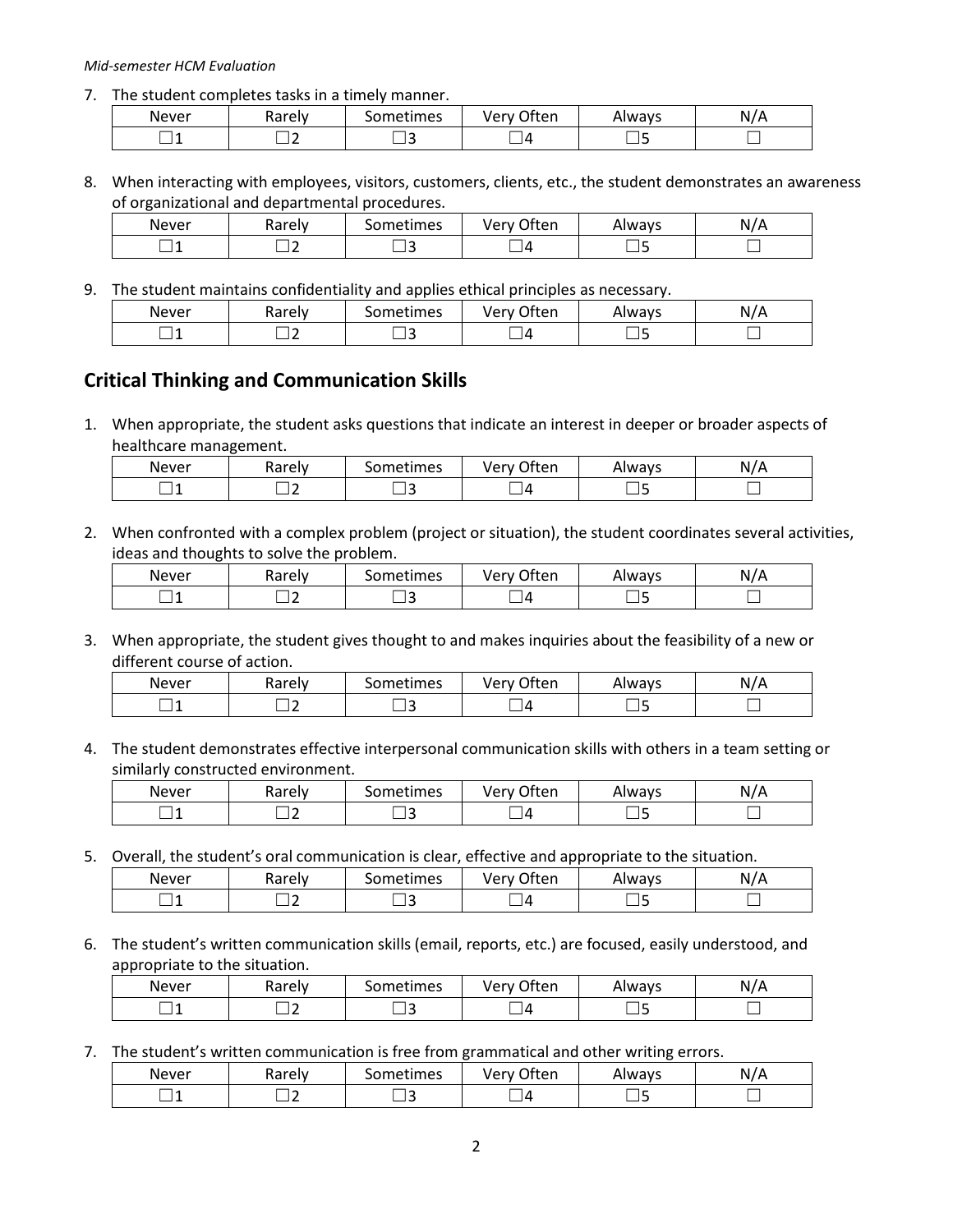7. The student completes tasks in a timely manner.

| Never | Rarely | Sometimes | Very Often | Always | N/A |
|---|---|---|---|---|---|
| ☐1 | ☐2 | ☐3 | ☐4 | ☐5 | ☐ |

8. When interacting with employees, visitors, customers, clients, etc., the student demonstrates an awareness of organizational and departmental procedures.

| Never | Rarely | Sometimes | Very Often | Always | N/A |
|---|---|---|---|---|---|
| ☐1 | ☐2 | ☐3 | ☐4 | ☐5 | ☐ |

9. The student maintains confidentiality and applies ethical principles as necessary.

| Never | Rarely | Sometimes | Very Often | Always | N/A |
|---|---|---|---|---|---|
| ☐1 | ☐2 | ☐3 | ☐4 | ☐5 | ☐ |

## Critical Thinking and Communication Skills

1. When appropriate, the student asks questions that indicate an interest in deeper or broader aspects of healthcare management.

| Never | Rarely | Sometimes | Very Often | Always | N/A |
|---|---|---|---|---|---|
| ☐1 | ☐2 | ☐3 | ☐4 | ☐5 | ☐ |

2. When confronted with a complex problem (project or situation), the student coordinates several activities, ideas and thoughts to solve the problem.

| Never | Rarely | Sometimes | Very Often | Always | N/A |
|---|---|---|---|---|---|
| ☐1 | ☐2 | ☐3 | ☐4 | ☐5 | ☐ |

3. When appropriate, the student gives thought to and makes inquiries about the feasibility of a new or different course of action.

| Never | Rarely | Sometimes | Very Often | Always | N/A |
|---|---|---|---|---|---|
| ☐1 | ☐2 | ☐3 | ☐4 | ☐5 | ☐ |

4. The student demonstrates effective interpersonal communication skills with others in a team setting or similarly constructed environment.

| Never | Rarely | Sometimes | Very Often | Always | N/A |
|---|---|---|---|---|---|
| ☐1 | ☐2 | ☐3 | ☐4 | ☐5 | ☐ |

5. Overall, the student's oral communication is clear, effective and appropriate to the situation.

| Never | Rarely | Sometimes | Very Often | Always | N/A |
|---|---|---|---|---|---|
| ☐1 | ☐2 | ☐3 | ☐4 | ☐5 | ☐ |

6. The student's written communication skills (email, reports, etc.) are focused, easily understood, and appropriate to the situation.

| Never | Rarely | Sometimes | Very Often | Always | N/A |
|---|---|---|---|---|---|
| ☐1 | ☐2 | ☐3 | ☐4 | ☐5 | ☐ |

7. The student's written communication is free from grammatical and other writing errors.

| Never | Rarely | Sometimes | Very Often | Always | N/A |
|---|---|---|---|---|---|
| ☐1 | ☐2 | ☐3 | ☐4 | ☐5 | ☐ |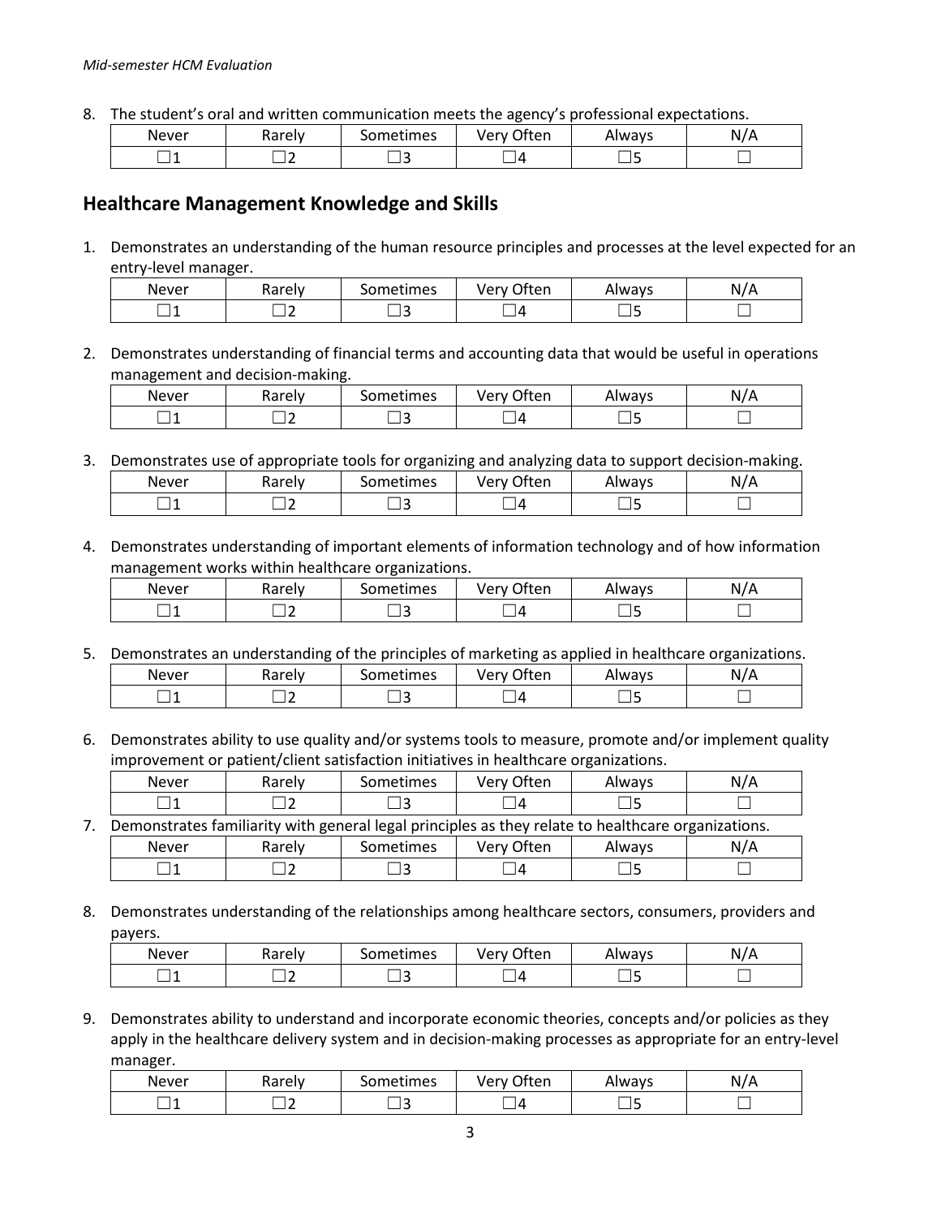8. The student's oral and written communication meets the agency's professional expectations.

| Never | Rarely | Sometimes | Very Often | Always | N/A |
| --- | --- | --- | --- | --- | --- |
| ☐1 | ☐2 | ☐3 | ☐4 | ☐5 | ☐ |

## Healthcare Management Knowledge and Skills

1. Demonstrates an understanding of the human resource principles and processes at the level expected for an entry-level manager.

| Never | Rarely | Sometimes | Very Often | Always | N/A |
| --- | --- | --- | --- | --- | --- |
| ☐1 | ☐2 | ☐3 | ☐4 | ☐5 | ☐ |

2. Demonstrates understanding of financial terms and accounting data that would be useful in operations management and decision-making.

| Never | Rarely | Sometimes | Very Often | Always | N/A |
| --- | --- | --- | --- | --- | --- |
| ☐1 | ☐2 | ☐3 | ☐4 | ☐5 | ☐ |

3. Demonstrates use of appropriate tools for organizing and analyzing data to support decision-making.

| Never | Rarely | Sometimes | Very Often | Always | N/A |
| --- | --- | --- | --- | --- | --- |
| ☐1 | ☐2 | ☐3 | ☐4 | ☐5 | ☐ |

4. Demonstrates understanding of important elements of information technology and of how information management works within healthcare organizations.

| Never | Rarely | Sometimes | Very Often | Always | N/A |
| --- | --- | --- | --- | --- | --- |
| ☐1 | ☐2 | ☐3 | ☐4 | ☐5 | ☐ |

5. Demonstrates an understanding of the principles of marketing as applied in healthcare organizations.

| Never | Rarely | Sometimes | Very Often | Always | N/A |
| --- | --- | --- | --- | --- | --- |
| ☐1 | ☐2 | ☐3 | ☐4 | ☐5 | ☐ |

6. Demonstrates ability to use quality and/or systems tools to measure, promote and/or implement quality improvement or patient/client satisfaction initiatives in healthcare organizations.

| Never | Rarely | Sometimes | Very Often | Always | N/A |
| --- | --- | --- | --- | --- | --- |
| ☐1 | ☐2 | ☐3 | ☐4 | ☐5 | ☐ |

7. Demonstrates familiarity with general legal principles as they relate to healthcare organizations.

| Never | Rarely | Sometimes | Very Often | Always | N/A |
| --- | --- | --- | --- | --- | --- |
| ☐1 | ☐2 | ☐3 | ☐4 | ☐5 | ☐ |

8. Demonstrates understanding of the relationships among healthcare sectors, consumers, providers and payers.

| Never | Rarely | Sometimes | Very Often | Always | N/A |
| --- | --- | --- | --- | --- | --- |
| ☐1 | ☐2 | ☐3 | ☐4 | ☐5 | ☐ |

9. Demonstrates ability to understand and incorporate economic theories, concepts and/or policies as they apply in the healthcare delivery system and in decision-making processes as appropriate for an entry-level manager.

| Never | Rarely | Sometimes | Very Often | Always | N/A |
| --- | --- | --- | --- | --- | --- |
| ☐1 | ☐2 | ☐3 | ☐4 | ☐5 | ☐ |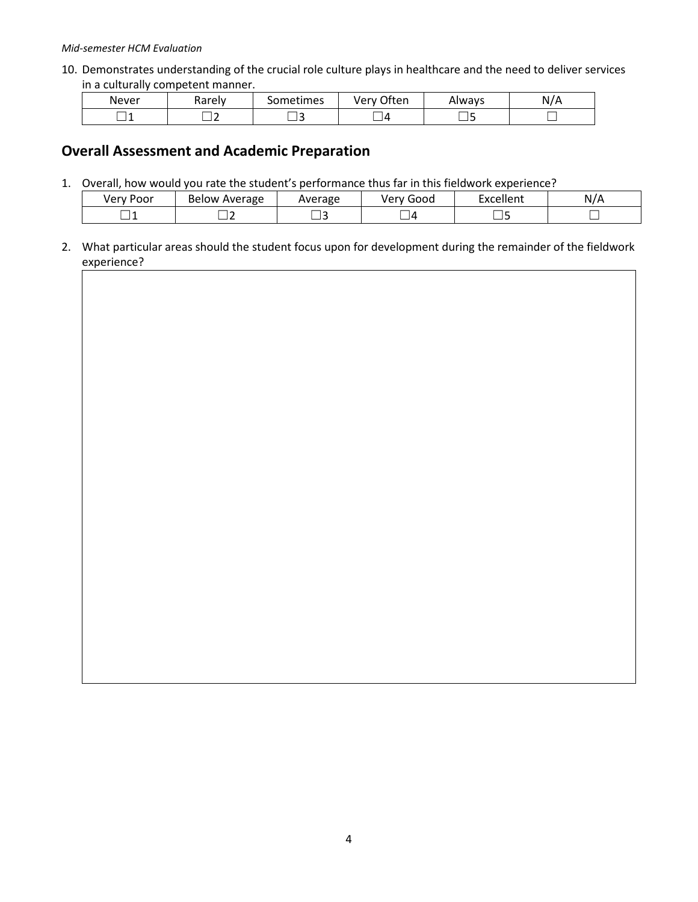10. Demonstrates understanding of the crucial role culture plays in healthcare and the need to deliver services in a culturally competent manner.

| Never | Rarely | Sometimes | Very Often | Always | N/A |
|---|---|---|---|---|---|
| ☐1 | ☐2 | ☐3 | ☐4 | ☐5 | ☐ |

## Overall Assessment and Academic Preparation

1. Overall, how would you rate the student's performance thus far in this fieldwork experience?

| Very Poor | Below Average | Average | Very Good | Excellent | N/A |
|---|---|---|---|---|---|
| ☐1 | ☐2 | ☐3 | ☐4 | ☐5 | ☐ |

2. What particular areas should the student focus upon for development during the remainder of the fieldwork experience?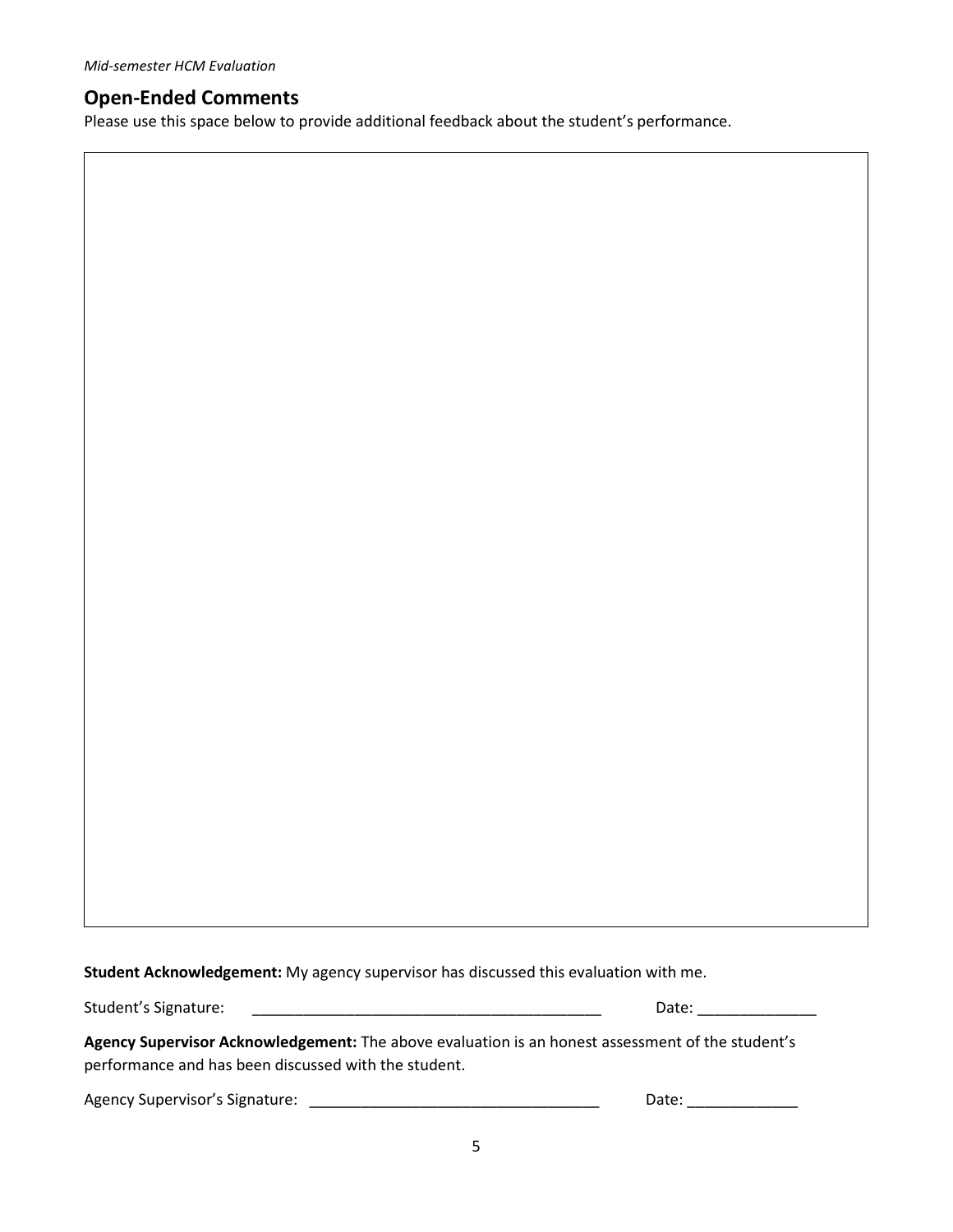## Open-Ended Comments

Please use this space below to provide additional feedback about the student's performance.

**Student Acknowledgement:** My agency supervisor has discussed this evaluation with me.

Student's Signature: ________________________________________ Date: ______________

**Agency Supervisor Acknowledgement:** The above evaluation is an honest assessment of the student's performance and has been discussed with the student.

Agency Supervisor's Signature: __________________________________ Date: _____________